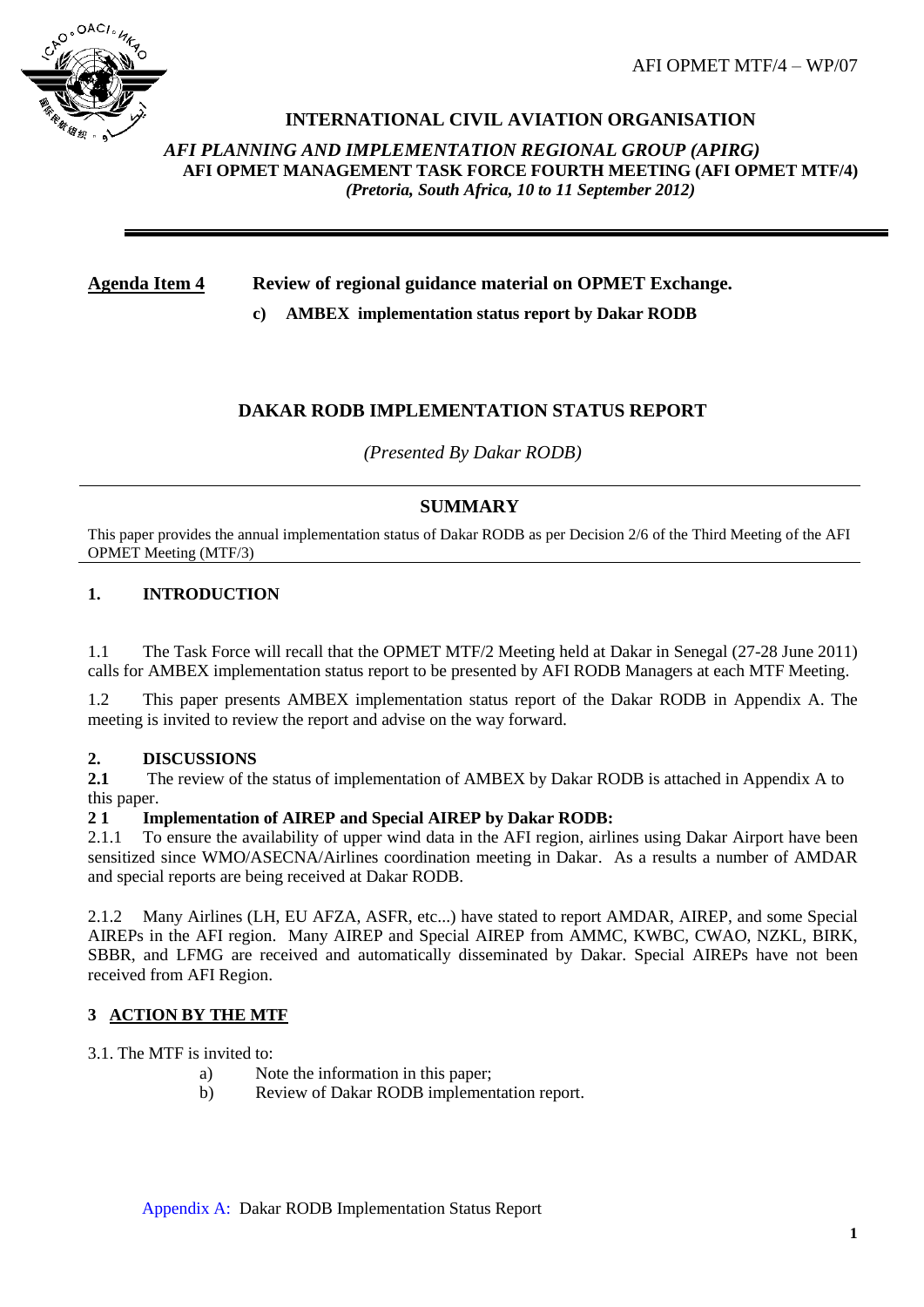AFI OPMET MTF/4 – WP/07

**INTERNATIONAL CIVIL AVIATION ORGANISATION**

*AFI PLANNING AND IMPLEMENTATION REGIONAL GROUP (APIRG)*
**AFI OPMET MANAGEMENT TASK FORCE FOURTH MEETING (AFI OPMET MTF/4)**
***(Pretoria, South Africa, 10 to 11 September 2012)***

---

**Agenda Item 4** **Review of regional guidance material on OPMET Exchange.**

**c) AMBEX implementation status report by Dakar RODB**

# DAKAR RODB IMPLEMENTATION STATUS REPORT

*(Presented By Dakar RODB)*

---

## SUMMARY

This paper provides the annual implementation status of Dakar RODB as per Decision 2/6 of the Third Meeting of the AFI OPMET Meeting (MTF/3)

---

## 1. INTRODUCTION

1.1 The Task Force will recall that the OPMET MTF/2 Meeting held at Dakar in Senegal (27-28 June 2011) calls for AMBEX implementation status report to be presented by AFI RODB Managers at each MTF Meeting.

1.2 This paper presents AMBEX implementation status report of the Dakar RODB in Appendix A. The meeting is invited to review the report and advise on the way forward.

## 2. DISCUSSIONS

**2.1** The review of the status of implementation of AMBEX by Dakar RODB is attached in Appendix A to this paper.

**2 1 Implementation of AIREP and Special AIREP by Dakar RODB:**

2.1.1 To ensure the availability of upper wind data in the AFI region, airlines using Dakar Airport have been sensitized since WMO/ASECNA/Airlines coordination meeting in Dakar. As a results a number of AMDAR and special reports are being received at Dakar RODB.

2.1.2 Many Airlines (LH, EU AFZA, ASFR, etc...) have stated to report AMDAR, AIREP, and some Special AIREPs in the AFI region. Many AIREP and Special AIREP from AMMC, KWBC, CWAO, NZKL, BIRK, SBBR, and LFMG are received and automatically disseminated by Dakar. Special AIREPs have not been received from AFI Region.

## 3 ACTION BY THE MTF

3.1. The MTF is invited to:

a) Note the information in this paper;
b) Review of Dakar RODB implementation report.

Appendix A: Dakar RODB Implementation Status Report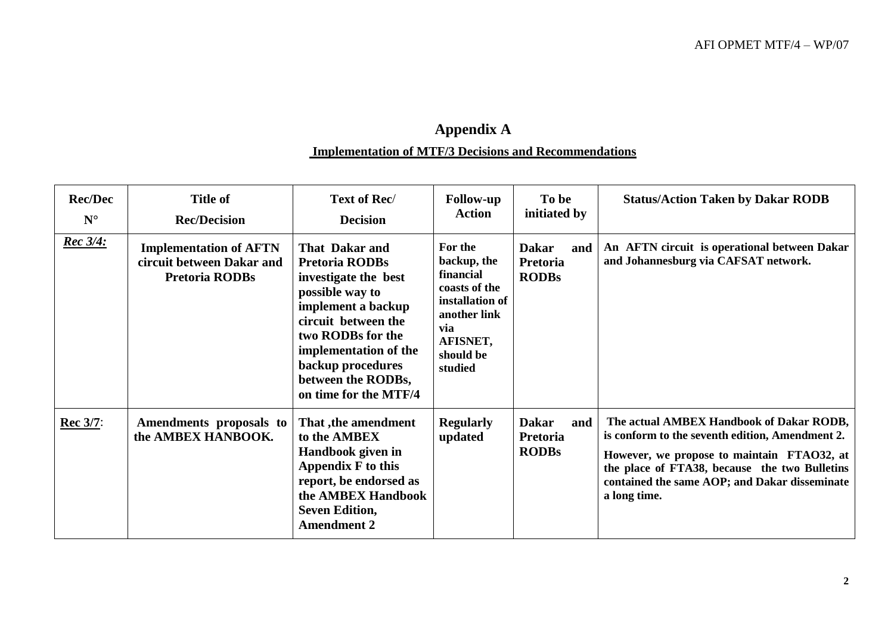# Appendix A

## Implementation of MTF/3 Decisions and Recommendations

| Rec/Dec N° | Title of Rec/Decision | Text of Rec/ Decision | Follow-up Action | To be initiated by | Status/Action Taken by Dakar RODB |
|---|---|---|---|---|---|
| ***Rec 3/4:*** | **Implementation of AFTN circuit between Dakar and Pretoria RODBs** | **That Dakar and Pretoria RODBs investigate the best possible way to implement a backup circuit between the two RODBs for the implementation of the backup procedures between the RODBs, on time for the MTF/4** | **For the backup, the financial coasts of the installation of another link via AFISNET, should be studied** | **Dakar and Pretoria RODBs** | **An AFTN circuit is operational between Dakar and Johannesburg via CAFSAT network.** |
| **Rec 3/7**: | **Amendments proposals to the AMBEX HANBOOK.** | **That ,the amendment to the AMBEX Handbook given in Appendix F to this report, be endorsed as the AMBEX Handbook Seven Edition, Amendment 2** | **Regularly updated** | **Dakar and Pretoria RODBs** | **The actual AMBEX Handbook of Dakar RODB, is conform to the seventh edition, Amendment 2.** <br><br> **However, we propose to maintain FTAO32, at the place of FTA38, because the two Bulletins contained the same AOP; and Dakar disseminate a long time.** |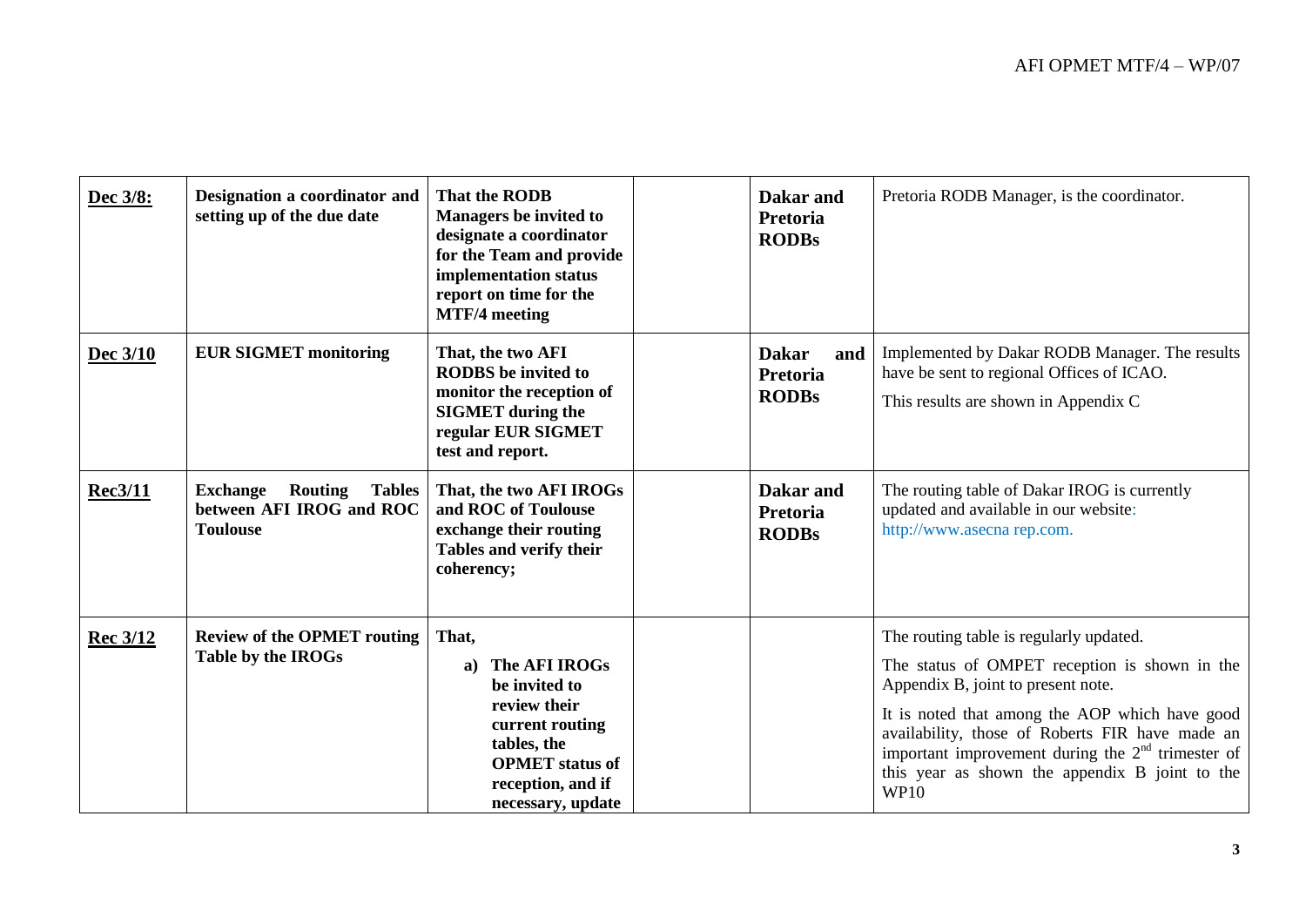| | | | | | |
|---|---|---|---|---|---|
| **Dec 3/8:** | **Designation a coordinator and setting up of the due date** | **That the RODB Managers be invited to designate a coordinator for the Team and provide implementation status report on time for the MTF/4 meeting** | | **Dakar and Pretoria RODBs** | Pretoria RODB Manager, is the coordinator. |
| **Dec 3/10** | **EUR SIGMET monitoring** | **That, the two AFI RODBS be invited to monitor the reception of SIGMET during the regular EUR SIGMET test and report.** | | **Dakar and Pretoria RODBs** | Implemented by Dakar RODB Manager. The results have be sent to regional Offices of ICAO.<br><br>This results are shown in Appendix C |
| **Rec3/11** | **Exchange Routing Tables between AFI IROG and ROC Toulouse** | **That, the two AFI IROGs and ROC of Toulouse exchange their routing Tables and verify their coherency;** | | **Dakar and Pretoria RODBs** | The routing table of Dakar IROG is currently updated and available in our website: http://www.asecna rep.com. |
| **Rec 3/12** | **Review of the OPMET routing Table by the IROGs** | **That,**<br><br>**a) The AFI IROGs be invited to review their current routing tables, the OPMET status of reception, and if necessary, update** | | | The routing table is regularly updated.<br><br>The status of OMPET reception is shown in the Appendix B, joint to present note.<br><br>It is noted that among the AOP which have good availability, those of Roberts FIR have made an important improvement during the 2nd trimester of this year as shown the appendix B joint to the WP10 |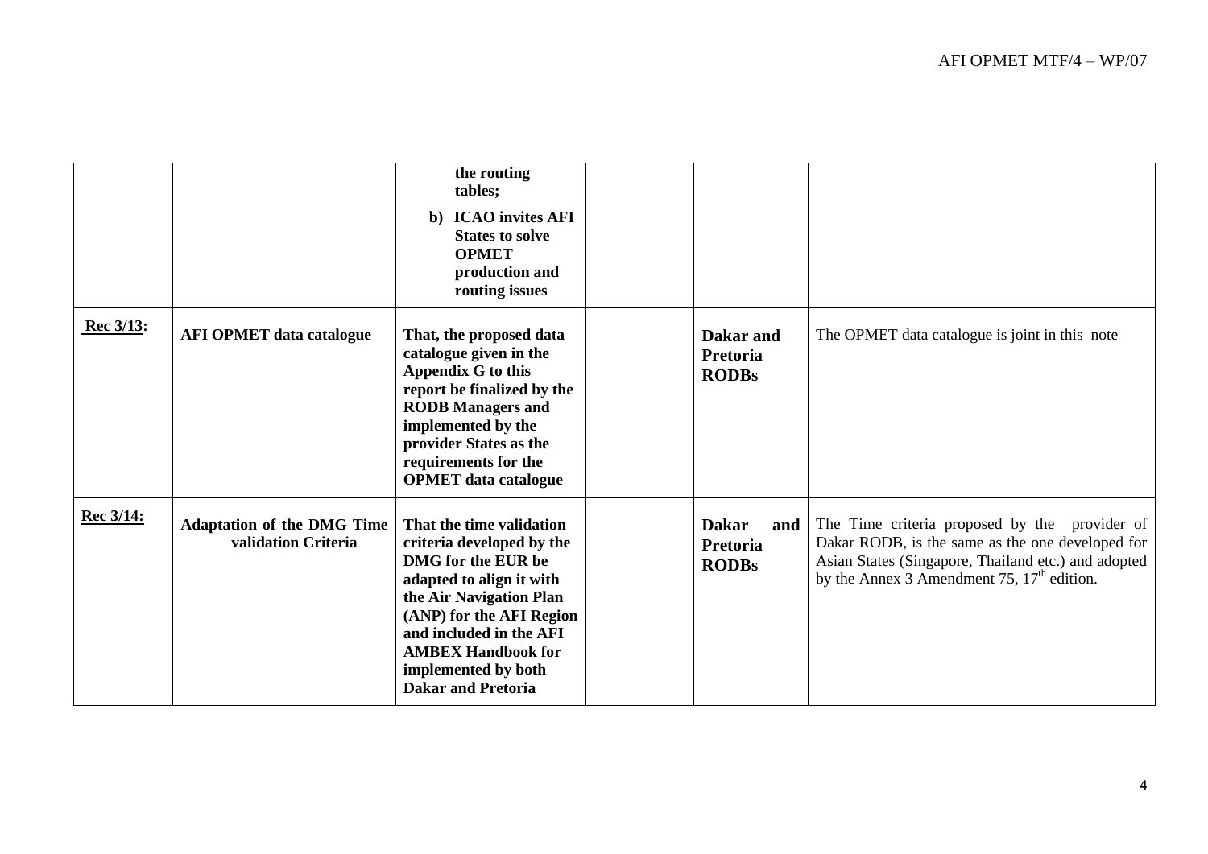| | | | | | |
|---|---|---|---|---|---|
| | | **the routing tables;**<br>**b) ICAO invites AFI States to solve OPMET production and routing issues** | | | |
| **Rec 3/13:** | **AFI OPMET data catalogue** | **That, the proposed data catalogue given in the Appendix G to this report be finalized by the RODB Managers and implemented by the provider States as the requirements for the OPMET data catalogue** | | **Dakar and Pretoria RODBs** | The OPMET data catalogue is joint in this note |
| **Rec 3/14:** | **Adaptation of the DMG Time validation Criteria** | **That the time validation criteria developed by the DMG for the EUR be adapted to align it with the Air Navigation Plan (ANP) for the AFI Region and included in the AFI AMBEX Handbook for implemented by both Dakar and Pretoria** | | **Dakar and Pretoria RODBs** | The Time criteria proposed by the provider of Dakar RODB, is the same as the one developed for Asian States (Singapore, Thailand etc.) and adopted by the Annex 3 Amendment 75, 17th edition. |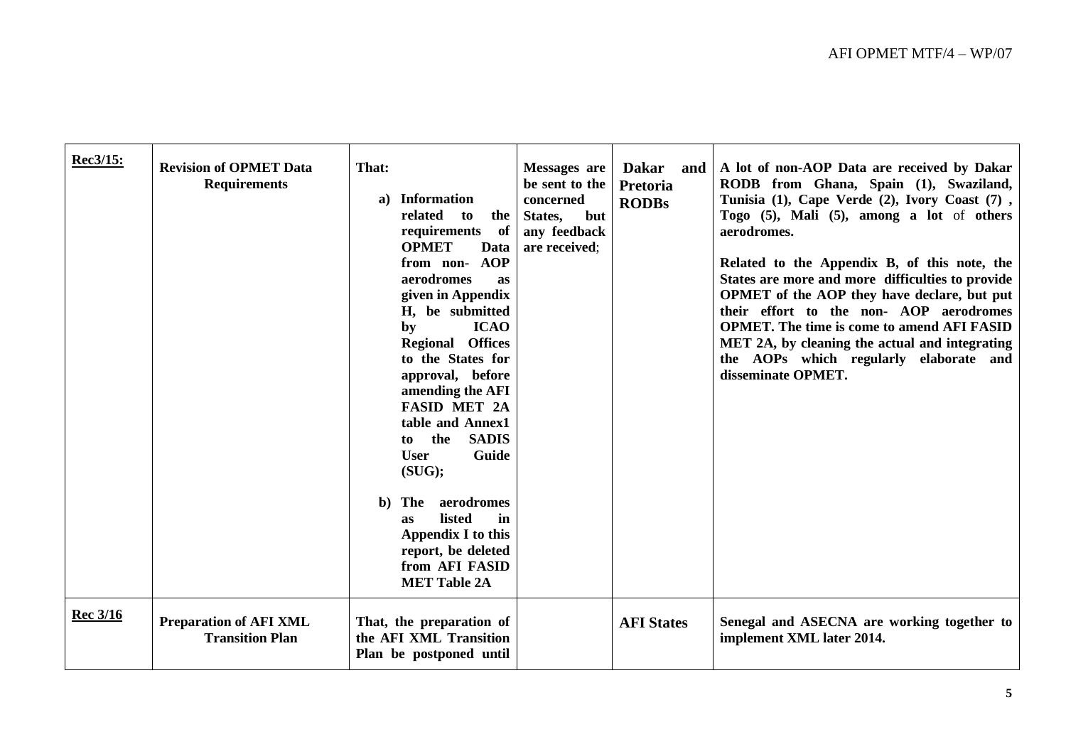| Rec3/15: | Revision of OPMET Data Requirements | That:<br><br>a) Information related to the requirements of OPMET Data from non- AOP aerodromes as given in Appendix H, be submitted by ICAO Regional Offices to the States for approval, before amending the AFI FASID MET 2A table and Annex1 to the SADIS User Guide (SUG);<br><br>b) The aerodromes as listed in Appendix I to this report, be deleted from AFI FASID MET Table 2A | Messages are be sent to the concerned States, but any feedback are received; | Dakar and Pretoria RODBs | A lot of non-AOP Data are received by Dakar RODB from Ghana, Spain (1), Swaziland, Tunisia (1), Cape Verde (2), Ivory Coast (7) , Togo (5), Mali (5), among a lot of others aerodromes.<br><br>Related to the Appendix B, of this note, the States are more and more difficulties to provide OPMET of the AOP they have declare, but put their effort to the non- AOP aerodromes OPMET. The time is come to amend AFI FASID MET 2A, by cleaning the actual and integrating the AOPs which regularly elaborate and disseminate OPMET. |
|---|---|---|---|---|---|
| Rec 3/16 | Preparation of AFI XML Transition Plan | That, the preparation of the AFI XML Transition Plan be postponed until | | AFI States | Senegal and ASECNA are working together to implement XML later 2014. |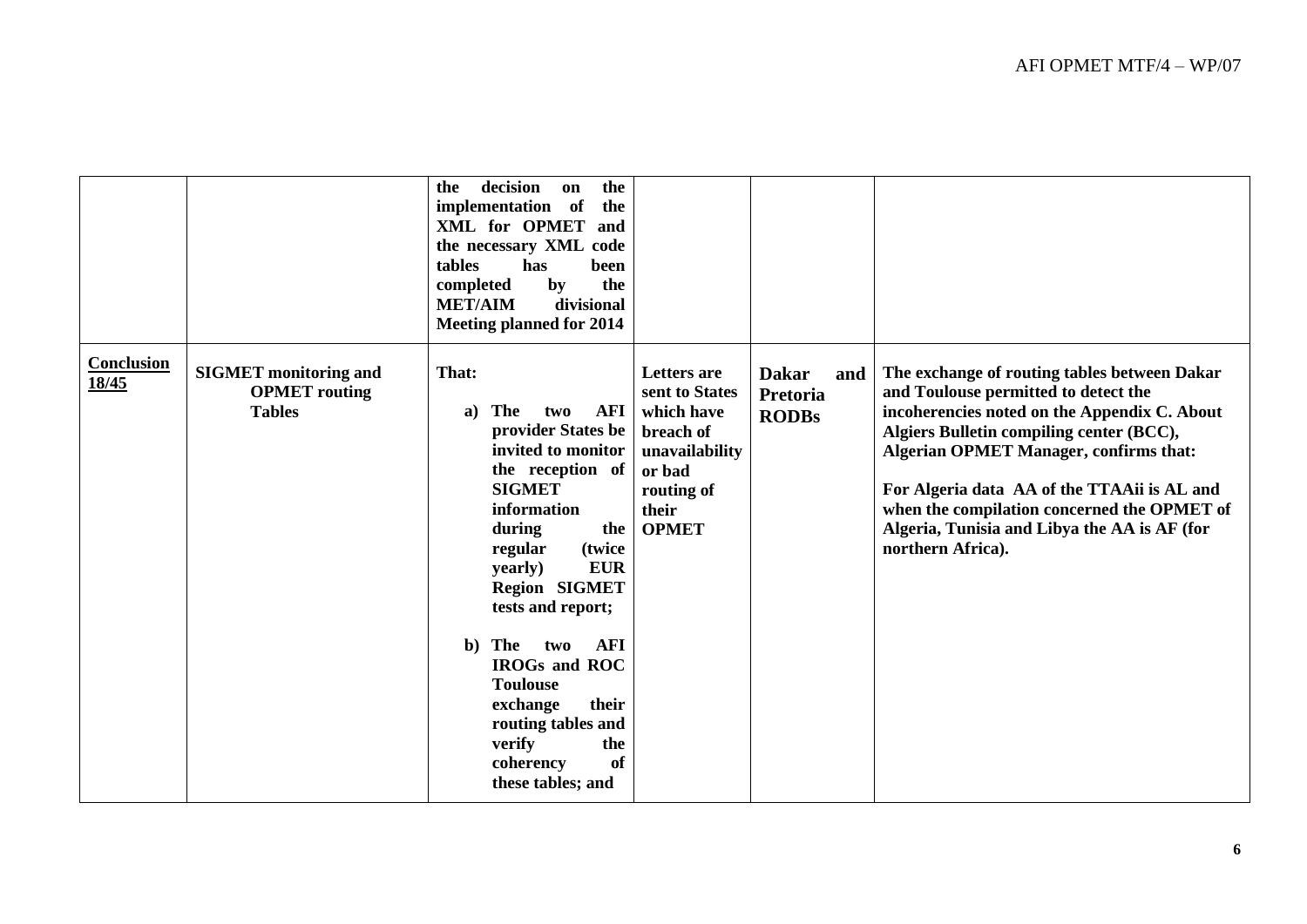| | | | | | |
|---|---|---|---|---|---|
| | | **the decision on the implementation of the XML for OPMET and the necessary XML code tables has been completed by the MET/AIM divisional Meeting planned for 2014** | | | |
| **Conclusion 18/45** | **SIGMET monitoring and OPMET routing Tables** | **That:**<br><br>**a) The two AFI provider States be invited to monitor the reception of SIGMET information during the regular (twice yearly) EUR Region SIGMET tests and report;**<br><br>**b) The two AFI IROGs and ROC Toulouse exchange their routing tables and verify the coherency of these tables; and** | **Letters are sent to States which have breach of unavailability or bad routing of their OPMET** | **Dakar and Pretoria RODBs** | **The exchange of routing tables between Dakar and Toulouse permitted to detect the incoherencies noted on the Appendix C. About Algiers Bulletin compiling center (BCC), Algerian OPMET Manager, confirms that:**<br><br>**For Algeria data AA of the TTAAii is AL and when the compilation concerned the OPMET of Algeria, Tunisia and Libya the AA is AF (for northern Africa).** |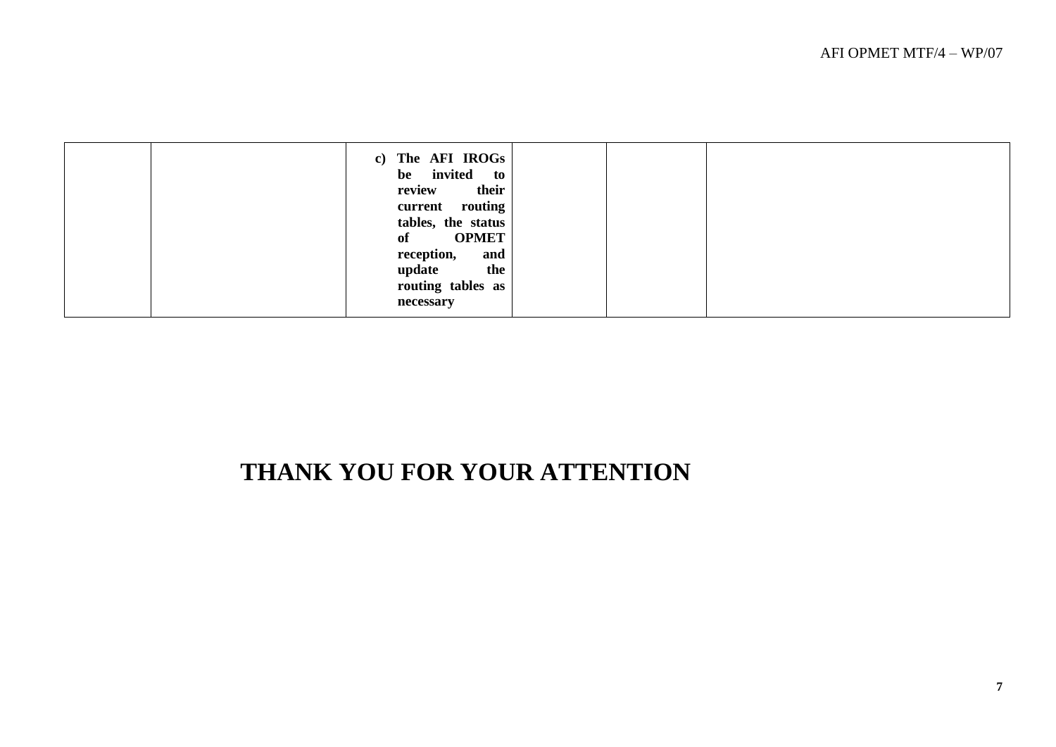| | | | | | |
|---|---|---|---|---|---|
| | | **c) The AFI IROGs be invited to review their current routing tables, the status of OPMET reception, and update the routing tables as necessary** | | | |

# THANK YOU FOR YOUR ATTENTION